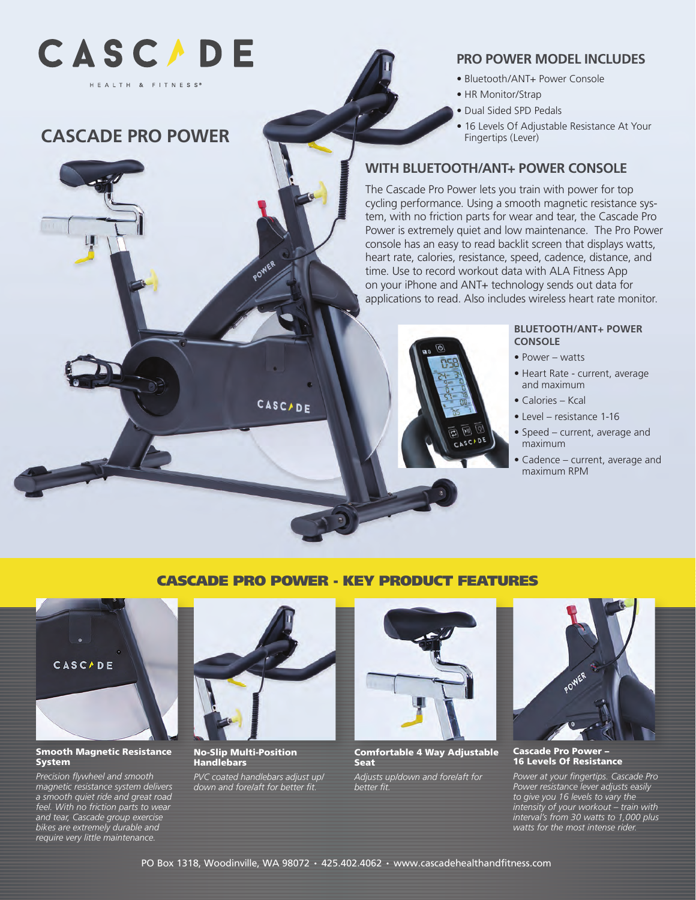# CASCADE

HEALTH & FITNESS®

## CASCADE PRO POWER

### PRO POWER MODEL INCLUDES

- Bluetooth/ANT+ Power Console
- HR Monitor/Strap
- Dual Sided SPD Pedals
- 16 Levels Of Adjustable Resistance At Your Fingertips (Lever)

### WITH BLUETOOTH/ANT+ POWER CONSOLE

The Cascade Pro Power lets you train with power for top cycling performance. Using a smooth magnetic resistance system, with no friction parts for wear and tear, the Cascade Pro Power is extremely quiet and low maintenance. The Pro Power console has an easy to read backlit screen that displays watts, heart rate, calories, resistance, speed, cadence, distance, and time. Use to record workout data with ALA Fitness App on your iPhone and ANT+ technology sends out data for applications to read. Also includes wireless heart rate monitor.

#### BLUETOOTH/ANT+ POWER CONSOLE

- Power – watts
- Heart Rate - current, average and maximum
- Calories – Kcal
- Level – resistance 1-16
- Speed – current, average and maximum
- Cadence – current, average and maximum RPM

## CASCADE PRO POWER - KEY PRODUCT FEATURES

**Smooth Magnetic Resistance System**

*Precision flywheel and smooth magnetic resistance system delivers a smooth quiet ride and great road feel. With no friction parts to wear and tear, Cascade group exercise bikes are extremely durable and require very little maintenance.*

**No-Slip Multi-Position Handlebars**

*PVC coated handlebars adjust up/down and fore/aft for better fit.*

**Comfortable 4 Way Adjustable Seat**

*Adjusts up/down and fore/aft for better fit.*

**Cascade Pro Power – 16 Levels Of Resistance**

*Power at your fingertips. Cascade Pro Power resistance lever adjusts easily to give you 16 levels to vary the intensity of your workout – train with interval's from 30 watts to 1,000 plus watts for the most intense rider.*

PO Box 1318, Woodinville, WA 98072 • 425.402.4062 • www.cascadehealthandfitness.com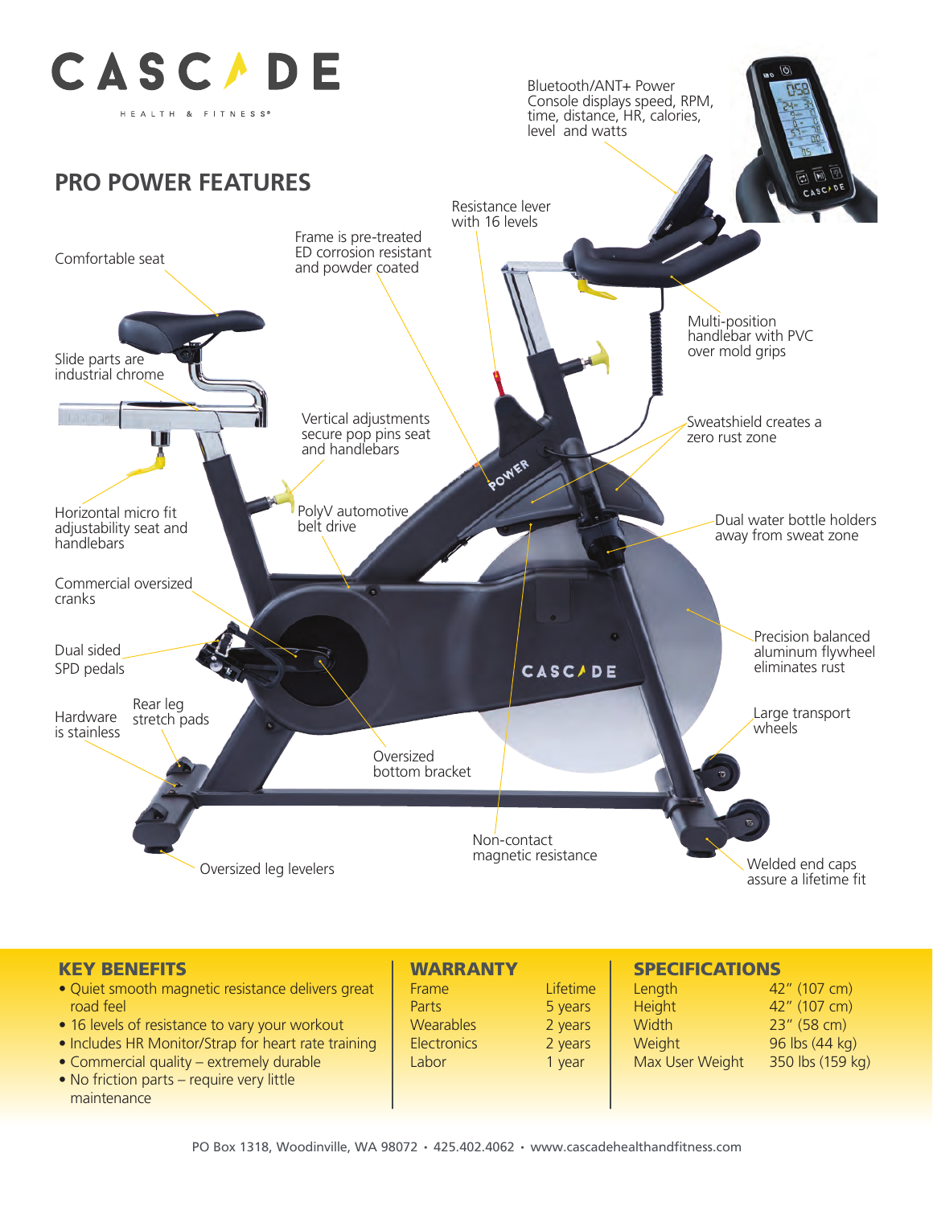CASCADE

HEALTH & FITNESS®

## PRO POWER FEATURES

Bluetooth/ANT+ Power Console displays speed, RPM, time, distance, HR, calories, level and watts

Resistance lever with 16 levels

Frame is pre-treated ED corrosion resistant and powder coated

Comfortable seat

Multi-position handlebar with PVC over mold grips

Slide parts are industrial chrome

Vertical adjustments secure pop pins seat and handlebars

Sweatshield creates a zero rust zone

Horizontal micro fit adjustability seat and handlebars

PolyV automotive belt drive

Dual water bottle holders away from sweat zone

Commercial oversized cranks

Dual sided SPD pedals

Precision balanced aluminum flywheel eliminates rust

Hardware is stainless

Rear leg stretch pads

Large transport wheels

Oversized bottom bracket

Non-contact magnetic resistance

Oversized leg levelers

Welded end caps assure a lifetime fit

## KEY BENEFITS

- Quiet smooth magnetic resistance delivers great road feel
- 16 levels of resistance to vary your workout
- Includes HR Monitor/Strap for heart rate training
- Commercial quality – extremely durable
- No friction parts – require very little maintenance

## WARRANTY

| | |
|---|---|
| Frame | Lifetime |
| Parts | 5 years |
| Wearables | 2 years |
| Electronics | 2 years |
| Labor | 1 year |

## SPECIFICATIONS

| | |
|---|---|
| Length | 42" (107 cm) |
| Height | 42" (107 cm) |
| Width | 23" (58 cm) |
| Weight | 96 lbs (44 kg) |
| Max User Weight | 350 lbs (159 kg) |

PO Box 1318, Woodinville, WA 98072 • 425.402.4062 • www.cascadehealthandfitness.com